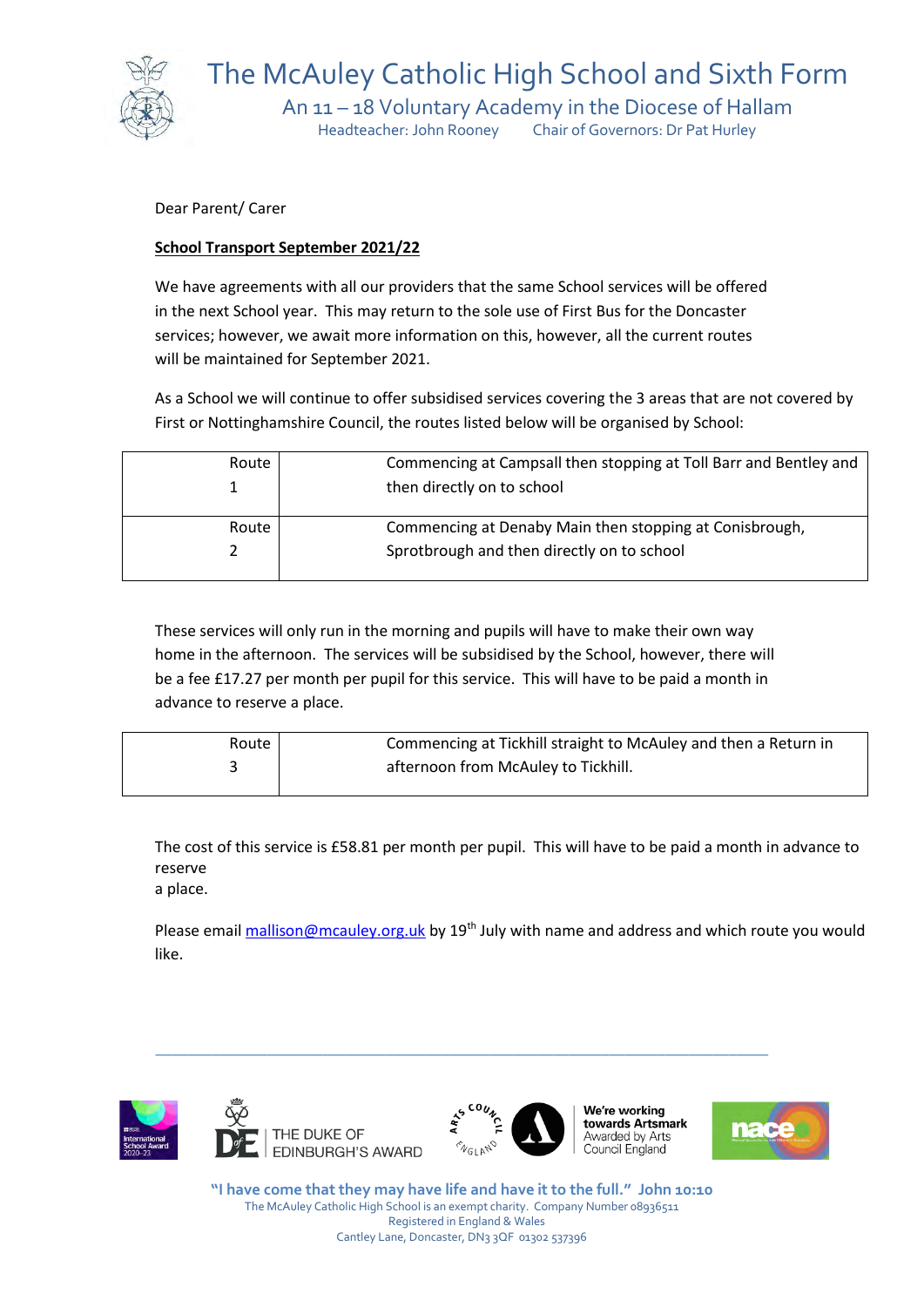# The McAuley Catholic High School and Sixth Form

An 11 – 18 Voluntary Academy in the Diocese of Hallam

Headteacher: John Rooney    Chair of Governors: Dr Pat Hurley

Dear Parent/ Carer

**School Transport September 2021/22**

We have agreements with all our providers that the same School services will be offered in the next School year. This may return to the sole use of First Bus for the Doncaster services; however, we await more information on this, however, all the current routes will be maintained for September 2021.

As a School we will continue to offer subsidised services covering the 3 areas that are not covered by First or Nottinghamshire Council, the routes listed below will be organised by School:

| Route | Description |
|---|---|
| Route 1 | Commencing at Campsall then stopping at Toll Barr and Bentley and then directly on to school |
| Route 2 | Commencing at Denaby Main then stopping at Conisbrough, Sprotbrough and then directly on to school |

These services will only run in the morning and pupils will have to make their own way home in the afternoon. The services will be subsidised by the School, however, there will be a fee £17.27 per month per pupil for this service. This will have to be paid a month in advance to reserve a place.

| Route | Description |
|---|---|
| Route 3 | Commencing at Tickhill straight to McAuley and then a Return in afternoon from McAuley to Tickhill. |

The cost of this service is £58.81 per month per pupil. This will have to be paid a month in advance to reserve a place.

Please email mallison@mcauley.org.uk by 19th July with name and address and which route you would like.

"I have come that they may have life and have it to the full." John 10:10

The McAuley Catholic High School is an exempt charity. Company Number 08936511

Registered in England & Wales

Cantley Lane, Doncaster, DN3 3QF 01302 537396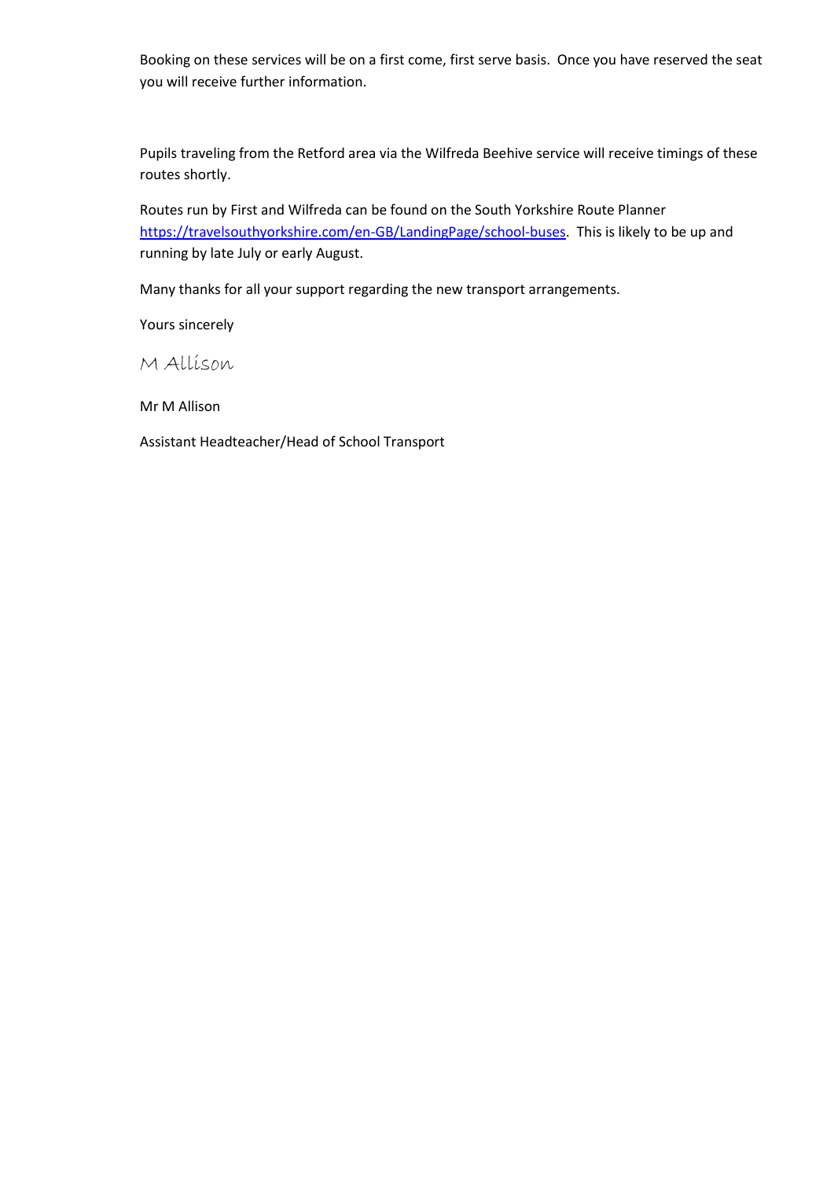Booking on these services will be on a first come, first serve basis. Once you have reserved the seat you will receive further information.

Pupils traveling from the Retford area via the Wilfreda Beehive service will receive timings of these routes shortly.

Routes run by First and Wilfreda can be found on the South Yorkshire Route Planner [https://travelsouthyorkshire.com/en-GB/LandingPage/school-buses](https://travelsouthyorkshire.com/en-GB/LandingPage/school-buses). This is likely to be up and running by late July or early August.

Many thanks for all your support regarding the new transport arrangements.

Yours sincerely

M Allison

Mr M Allison

Assistant Headteacher/Head of School Transport